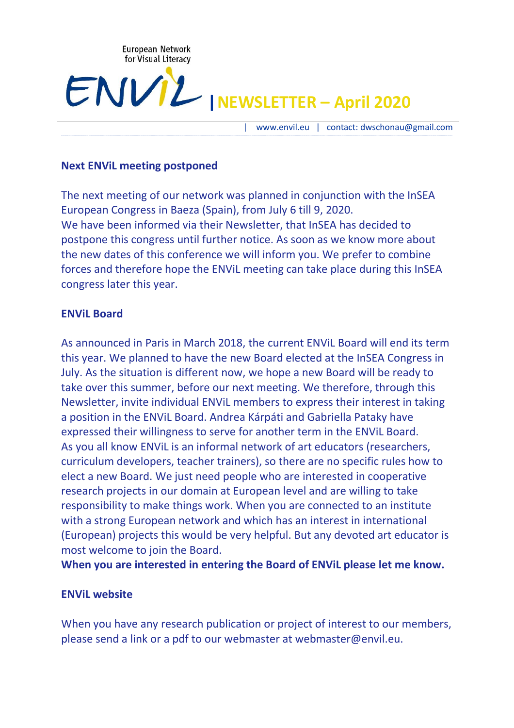European Network for Visual Literacy

# ENViL | NEWSLETTER – April 2020

| www.envil.eu | contact: dwschonau@gmail.com

## Next ENViL meeting postponed

The next meeting of our network was planned in conjunction with the InSEA European Congress in Baeza (Spain), from July 6 till 9, 2020.
We have been informed via their Newsletter, that InSEA has decided to postpone this congress until further notice. As soon as we know more about the new dates of this conference we will inform you. We prefer to combine forces and therefore hope the ENViL meeting can take place during this InSEA congress later this year.

## ENViL Board

As announced in Paris in March 2018, the current ENViL Board will end its term this year. We planned to have the new Board elected at the InSEA Congress in July. As the situation is different now, we hope a new Board will be ready to take over this summer, before our next meeting. We therefore, through this Newsletter, invite individual ENViL members to express their interest in taking a position in the ENViL Board. Andrea Kárpáti and Gabriella Pataky have expressed their willingness to serve for another term in the ENViL Board.
As you all know ENViL is an informal network of art educators (researchers, curriculum developers, teacher trainers), so there are no specific rules how to elect a new Board. We just need people who are interested in cooperative research projects in our domain at European level and are willing to take responsibility to make things work. When you are connected to an institute with a strong European network and which has an interest in international (European) projects this would be very helpful. But any devoted art educator is most welcome to join the Board.
**When you are interested in entering the Board of ENViL please let me know.**

## ENViL website

When you have any research publication or project of interest to our members, please send a link or a pdf to our webmaster at webmaster@envil.eu.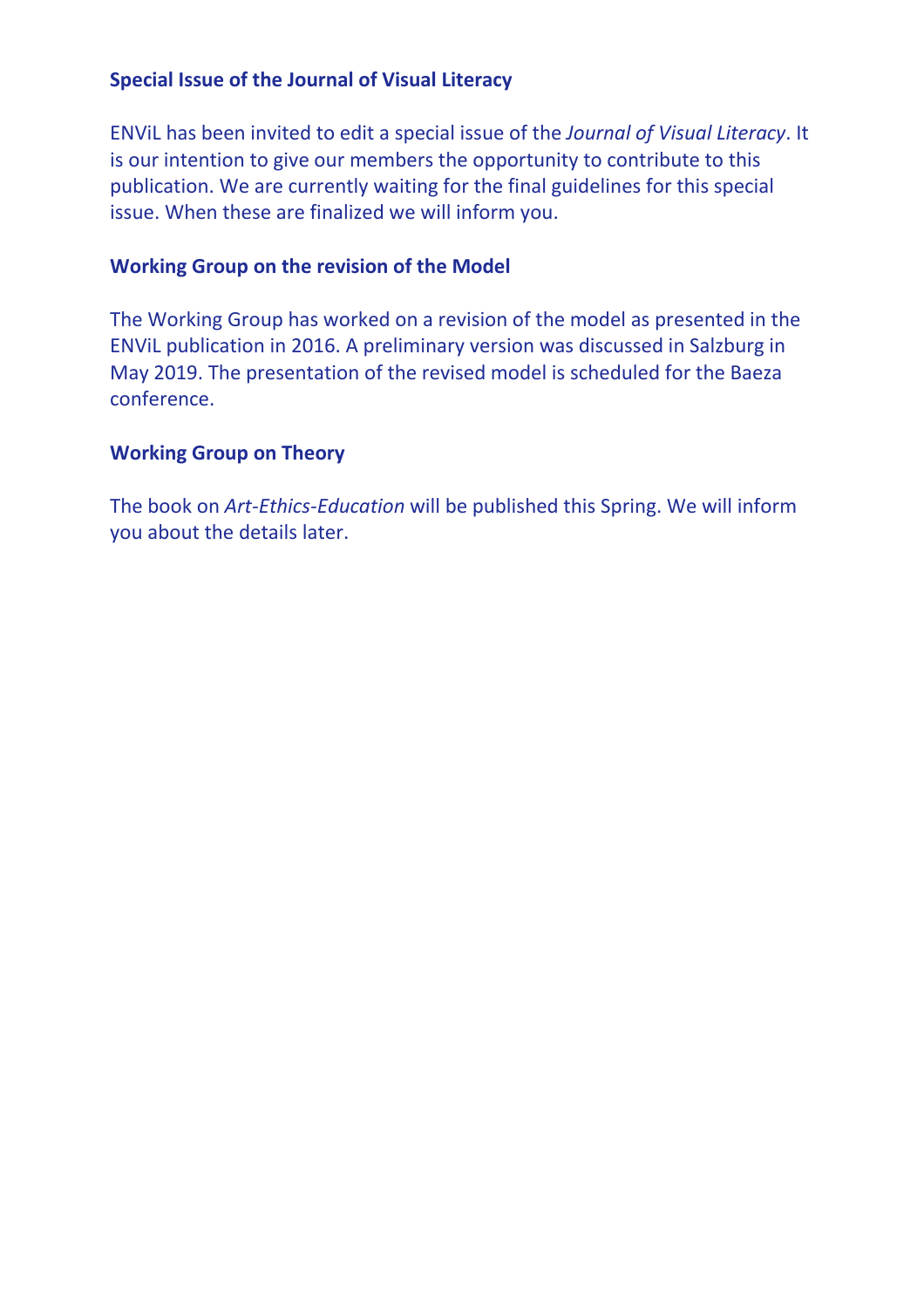### Special Issue of the Journal of Visual Literacy

ENViL has been invited to edit a special issue of the *Journal of Visual Literacy*. It is our intention to give our members the opportunity to contribute to this publication. We are currently waiting for the final guidelines for this special issue. When these are finalized we will inform you.

### Working Group on the revision of the Model

The Working Group has worked on a revision of the model as presented in the ENViL publication in 2016. A preliminary version was discussed in Salzburg in May 2019. The presentation of the revised model is scheduled for the Baeza conference.

### Working Group on Theory

The book on *Art-Ethics-Education* will be published this Spring. We will inform you about the details later.